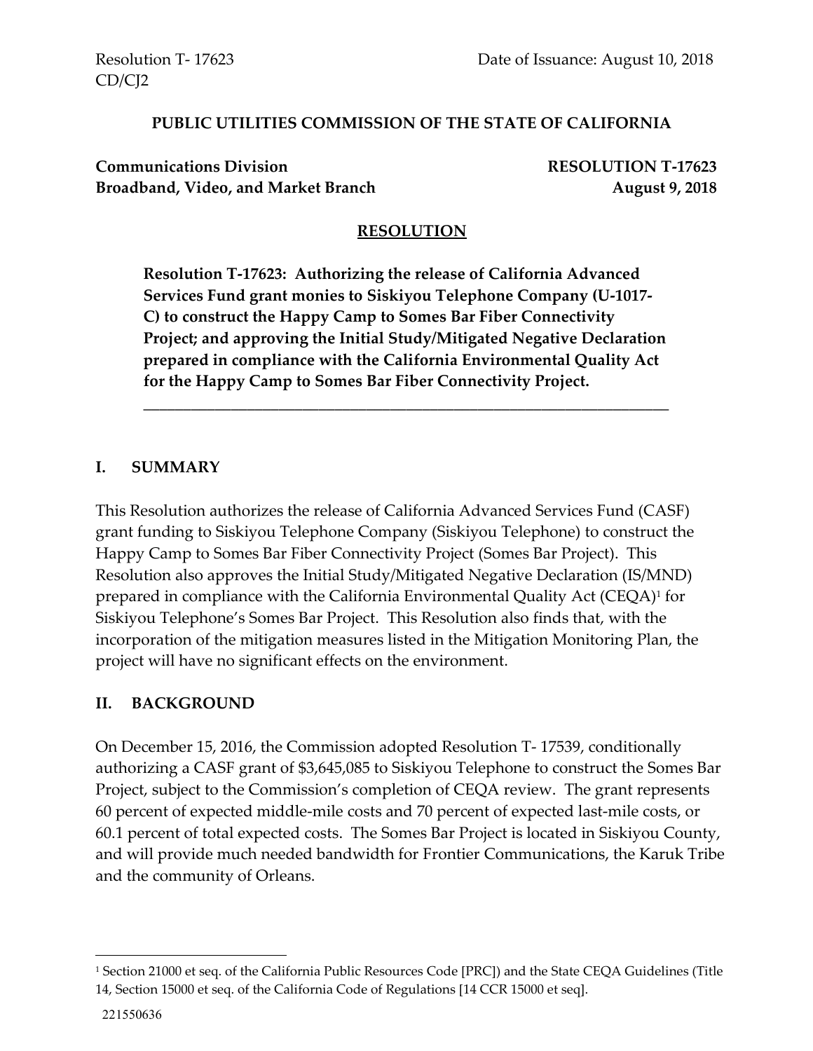Resolution T- 17623
CD/CJ2

Date of Issuance: August 10, 2018

**PUBLIC UTILITIES COMMISSION OF THE STATE OF CALIFORNIA**

**Communications Division**
**Broadband, Video, and Market Branch**

**RESOLUTION T-17623**
**August 9, 2018**

## RESOLUTION

**Resolution T-17623: Authorizing the release of California Advanced Services Fund grant monies to Siskiyou Telephone Company (U-1017-C) to construct the Happy Camp to Somes Bar Fiber Connectivity Project; and approving the Initial Study/Mitigated Negative Declaration prepared in compliance with the California Environmental Quality Act for the Happy Camp to Somes Bar Fiber Connectivity Project.**

---

## I. SUMMARY

This Resolution authorizes the release of California Advanced Services Fund (CASF) grant funding to Siskiyou Telephone Company (Siskiyou Telephone) to construct the Happy Camp to Somes Bar Fiber Connectivity Project (Somes Bar Project). This Resolution also approves the Initial Study/Mitigated Negative Declaration (IS/MND) prepared in compliance with the California Environmental Quality Act (CEQA)[1] for Siskiyou Telephone's Somes Bar Project. This Resolution also finds that, with the incorporation of the mitigation measures listed in the Mitigation Monitoring Plan, the project will have no significant effects on the environment.

## II. BACKGROUND

On December 15, 2016, the Commission adopted Resolution T- 17539, conditionally authorizing a CASF grant of $3,645,085 to Siskiyou Telephone to construct the Somes Bar Project, subject to the Commission's completion of CEQA review. The grant represents 60 percent of expected middle-mile costs and 70 percent of expected last-mile costs, or 60.1 percent of total expected costs. The Somes Bar Project is located in Siskiyou County, and will provide much needed bandwidth for Frontier Communications, the Karuk Tribe and the community of Orleans.

---

[1] Section 21000 et seq. of the California Public Resources Code [PRC]) and the State CEQA Guidelines (Title 14, Section 15000 et seq. of the California Code of Regulations [14 CCR 15000 et seq].

221550636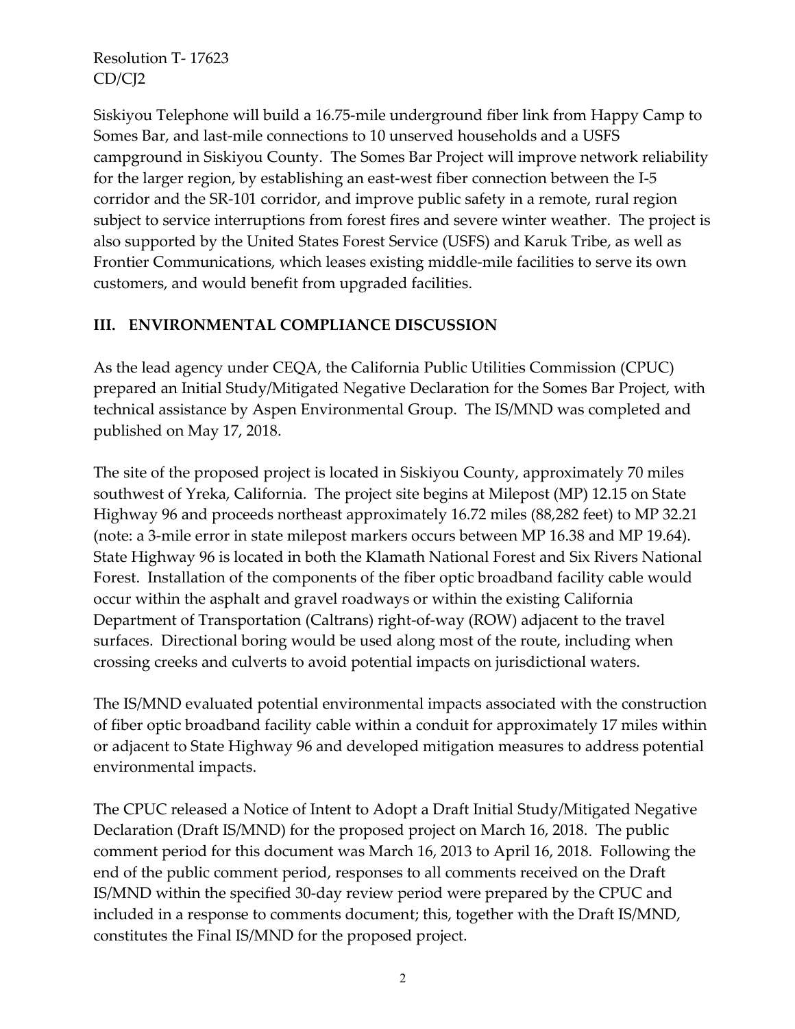Siskiyou Telephone will build a 16.75-mile underground fiber link from Happy Camp to Somes Bar, and last-mile connections to 10 unserved households and a USFS campground in Siskiyou County. The Somes Bar Project will improve network reliability for the larger region, by establishing an east-west fiber connection between the I-5 corridor and the SR-101 corridor, and improve public safety in a remote, rural region subject to service interruptions from forest fires and severe winter weather. The project is also supported by the United States Forest Service (USFS) and Karuk Tribe, as well as Frontier Communications, which leases existing middle-mile facilities to serve its own customers, and would benefit from upgraded facilities.

## III. ENVIRONMENTAL COMPLIANCE DISCUSSION

As the lead agency under CEQA, the California Public Utilities Commission (CPUC) prepared an Initial Study/Mitigated Negative Declaration for the Somes Bar Project, with technical assistance by Aspen Environmental Group. The IS/MND was completed and published on May 17, 2018.

The site of the proposed project is located in Siskiyou County, approximately 70 miles southwest of Yreka, California. The project site begins at Milepost (MP) 12.15 on State Highway 96 and proceeds northeast approximately 16.72 miles (88,282 feet) to MP 32.21 (note: a 3-mile error in state milepost markers occurs between MP 16.38 and MP 19.64). State Highway 96 is located in both the Klamath National Forest and Six Rivers National Forest. Installation of the components of the fiber optic broadband facility cable would occur within the asphalt and gravel roadways or within the existing California Department of Transportation (Caltrans) right-of-way (ROW) adjacent to the travel surfaces. Directional boring would be used along most of the route, including when crossing creeks and culverts to avoid potential impacts on jurisdictional waters.

The IS/MND evaluated potential environmental impacts associated with the construction of fiber optic broadband facility cable within a conduit for approximately 17 miles within or adjacent to State Highway 96 and developed mitigation measures to address potential environmental impacts.

The CPUC released a Notice of Intent to Adopt a Draft Initial Study/Mitigated Negative Declaration (Draft IS/MND) for the proposed project on March 16, 2018. The public comment period for this document was March 16, 2013 to April 16, 2018. Following the end of the public comment period, responses to all comments received on the Draft IS/MND within the specified 30-day review period were prepared by the CPUC and included in a response to comments document; this, together with the Draft IS/MND, constitutes the Final IS/MND for the proposed project.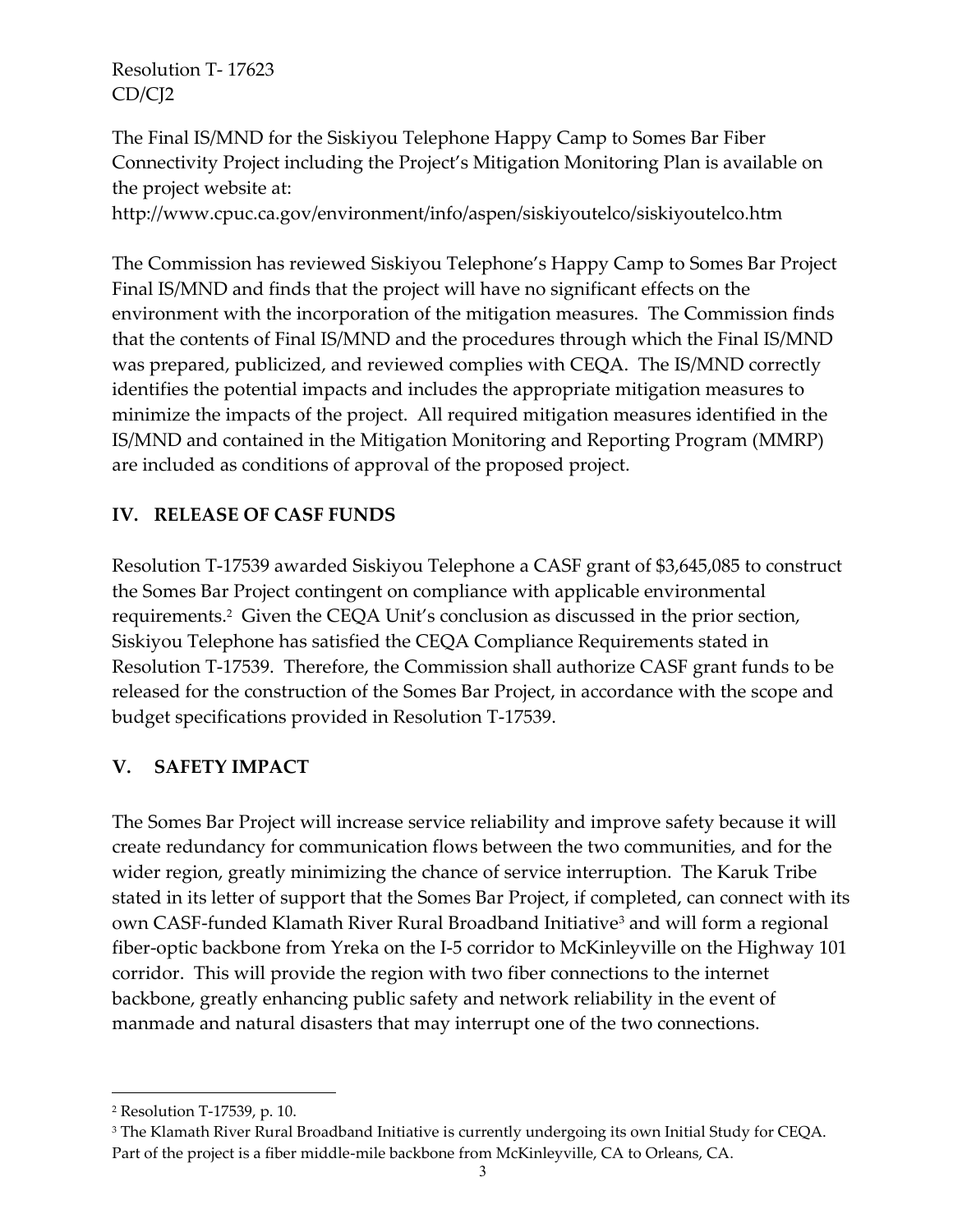The Final IS/MND for the Siskiyou Telephone Happy Camp to Somes Bar Fiber Connectivity Project including the Project's Mitigation Monitoring Plan is available on the project website at: http://www.cpuc.ca.gov/environment/info/aspen/siskiyoutelco/siskiyoutelco.htm

The Commission has reviewed Siskiyou Telephone's Happy Camp to Somes Bar Project Final IS/MND and finds that the project will have no significant effects on the environment with the incorporation of the mitigation measures. The Commission finds that the contents of Final IS/MND and the procedures through which the Final IS/MND was prepared, publicized, and reviewed complies with CEQA. The IS/MND correctly identifies the potential impacts and includes the appropriate mitigation measures to minimize the impacts of the project. All required mitigation measures identified in the IS/MND and contained in the Mitigation Monitoring and Reporting Program (MMRP) are included as conditions of approval of the proposed project.

## IV. RELEASE OF CASF FUNDS

Resolution T-17539 awarded Siskiyou Telephone a CASF grant of $3,645,085 to construct the Somes Bar Project contingent on compliance with applicable environmental requirements.[2] Given the CEQA Unit's conclusion as discussed in the prior section, Siskiyou Telephone has satisfied the CEQA Compliance Requirements stated in Resolution T-17539. Therefore, the Commission shall authorize CASF grant funds to be released for the construction of the Somes Bar Project, in accordance with the scope and budget specifications provided in Resolution T-17539.

## V. SAFETY IMPACT

The Somes Bar Project will increase service reliability and improve safety because it will create redundancy for communication flows between the two communities, and for the wider region, greatly minimizing the chance of service interruption. The Karuk Tribe stated in its letter of support that the Somes Bar Project, if completed, can connect with its own CASF-funded Klamath River Rural Broadband Initiative[3] and will form a regional fiber-optic backbone from Yreka on the I-5 corridor to McKinleyville on the Highway 101 corridor. This will provide the region with two fiber connections to the internet backbone, greatly enhancing public safety and network reliability in the event of manmade and natural disasters that may interrupt one of the two connections.

---

[2] Resolution T-17539, p. 10.

[3] The Klamath River Rural Broadband Initiative is currently undergoing its own Initial Study for CEQA. Part of the project is a fiber middle-mile backbone from McKinleyville, CA to Orleans, CA.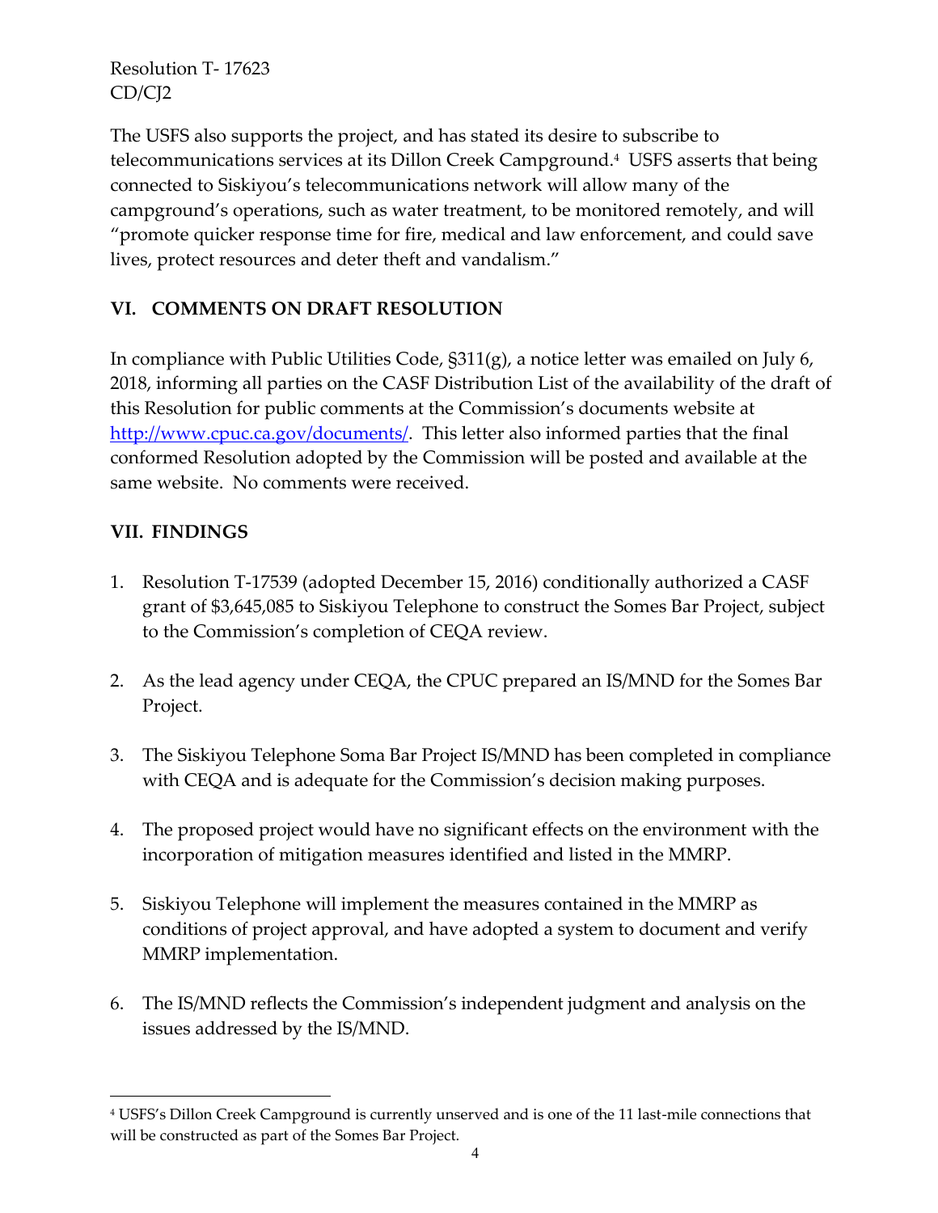The USFS also supports the project, and has stated its desire to subscribe to telecommunications services at its Dillon Creek Campground.[4] USFS asserts that being connected to Siskiyou's telecommunications network will allow many of the campground's operations, such as water treatment, to be monitored remotely, and will "promote quicker response time for fire, medical and law enforcement, and could save lives, protect resources and deter theft and vandalism."

## VI. COMMENTS ON DRAFT RESOLUTION

In compliance with Public Utilities Code, §311(g), a notice letter was emailed on July 6, 2018, informing all parties on the CASF Distribution List of the availability of the draft of this Resolution for public comments at the Commission's documents website at http://www.cpuc.ca.gov/documents/. This letter also informed parties that the final conformed Resolution adopted by the Commission will be posted and available at the same website. No comments were received.

## VII. FINDINGS

1. Resolution T-17539 (adopted December 15, 2016) conditionally authorized a CASF grant of $3,645,085 to Siskiyou Telephone to construct the Somes Bar Project, subject to the Commission's completion of CEQA review.

2. As the lead agency under CEQA, the CPUC prepared an IS/MND for the Somes Bar Project.

3. The Siskiyou Telephone Soma Bar Project IS/MND has been completed in compliance with CEQA and is adequate for the Commission's decision making purposes.

4. The proposed project would have no significant effects on the environment with the incorporation of mitigation measures identified and listed in the MMRP.

5. Siskiyou Telephone will implement the measures contained in the MMRP as conditions of project approval, and have adopted a system to document and verify MMRP implementation.

6. The IS/MND reflects the Commission's independent judgment and analysis on the issues addressed by the IS/MND.

---

[4] USFS's Dillon Creek Campground is currently unserved and is one of the 11 last-mile connections that will be constructed as part of the Somes Bar Project.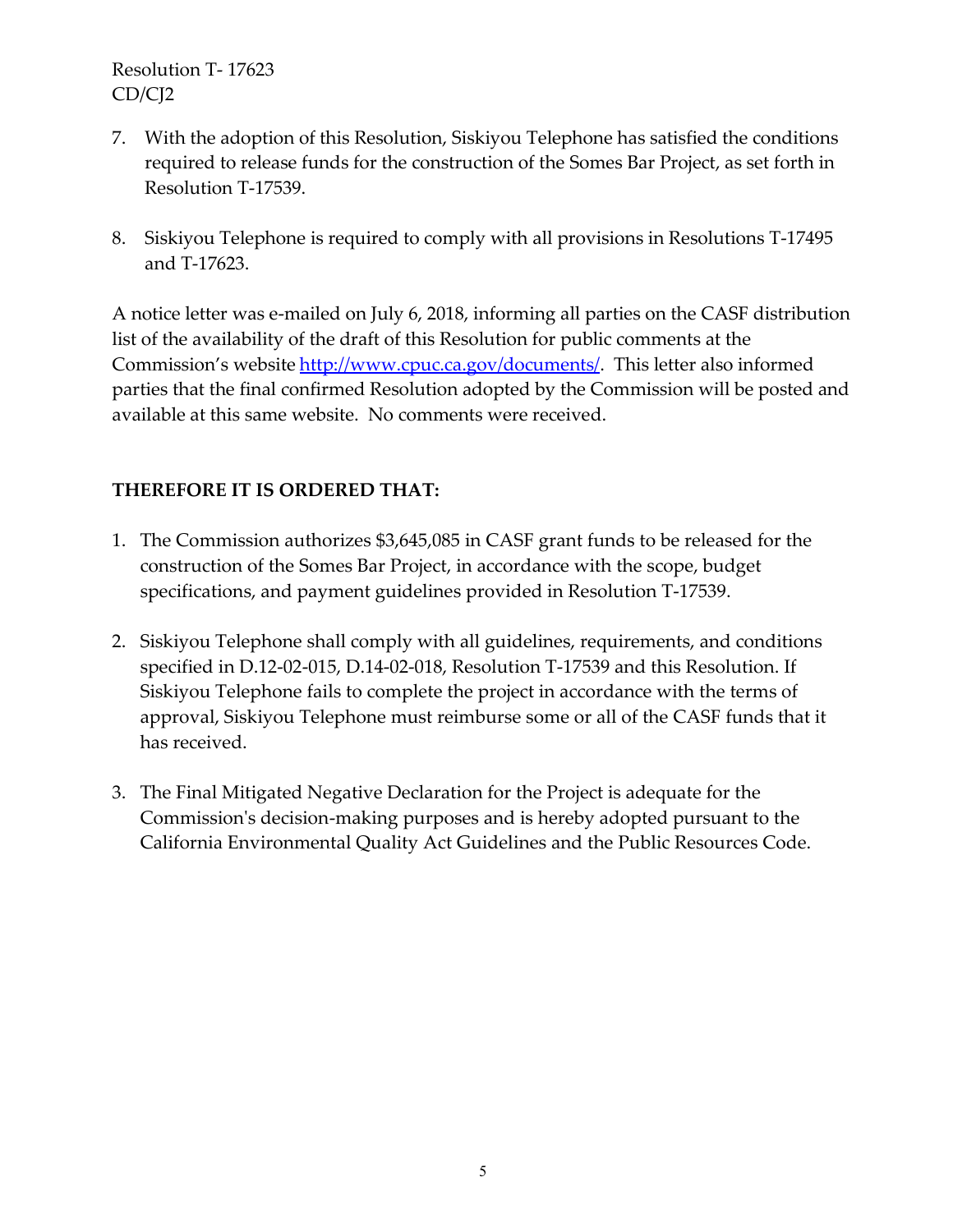7. With the adoption of this Resolution, Siskiyou Telephone has satisfied the conditions required to release funds for the construction of the Somes Bar Project, as set forth in Resolution T-17539.

8. Siskiyou Telephone is required to comply with all provisions in Resolutions T-17495 and T-17623.

A notice letter was e-mailed on July 6, 2018, informing all parties on the CASF distribution list of the availability of the draft of this Resolution for public comments at the Commission's website [http://www.cpuc.ca.gov/documents/](http://www.cpuc.ca.gov/documents/). This letter also informed parties that the final confirmed Resolution adopted by the Commission will be posted and available at this same website. No comments were received.

**THEREFORE IT IS ORDERED THAT:**

1. The Commission authorizes $3,645,085 in CASF grant funds to be released for the construction of the Somes Bar Project, in accordance with the scope, budget specifications, and payment guidelines provided in Resolution T-17539.

2. Siskiyou Telephone shall comply with all guidelines, requirements, and conditions specified in D.12-02-015, D.14-02-018, Resolution T-17539 and this Resolution. If Siskiyou Telephone fails to complete the project in accordance with the terms of approval, Siskiyou Telephone must reimburse some or all of the CASF funds that it has received.

3. The Final Mitigated Negative Declaration for the Project is adequate for the Commission's decision-making purposes and is hereby adopted pursuant to the California Environmental Quality Act Guidelines and the Public Resources Code.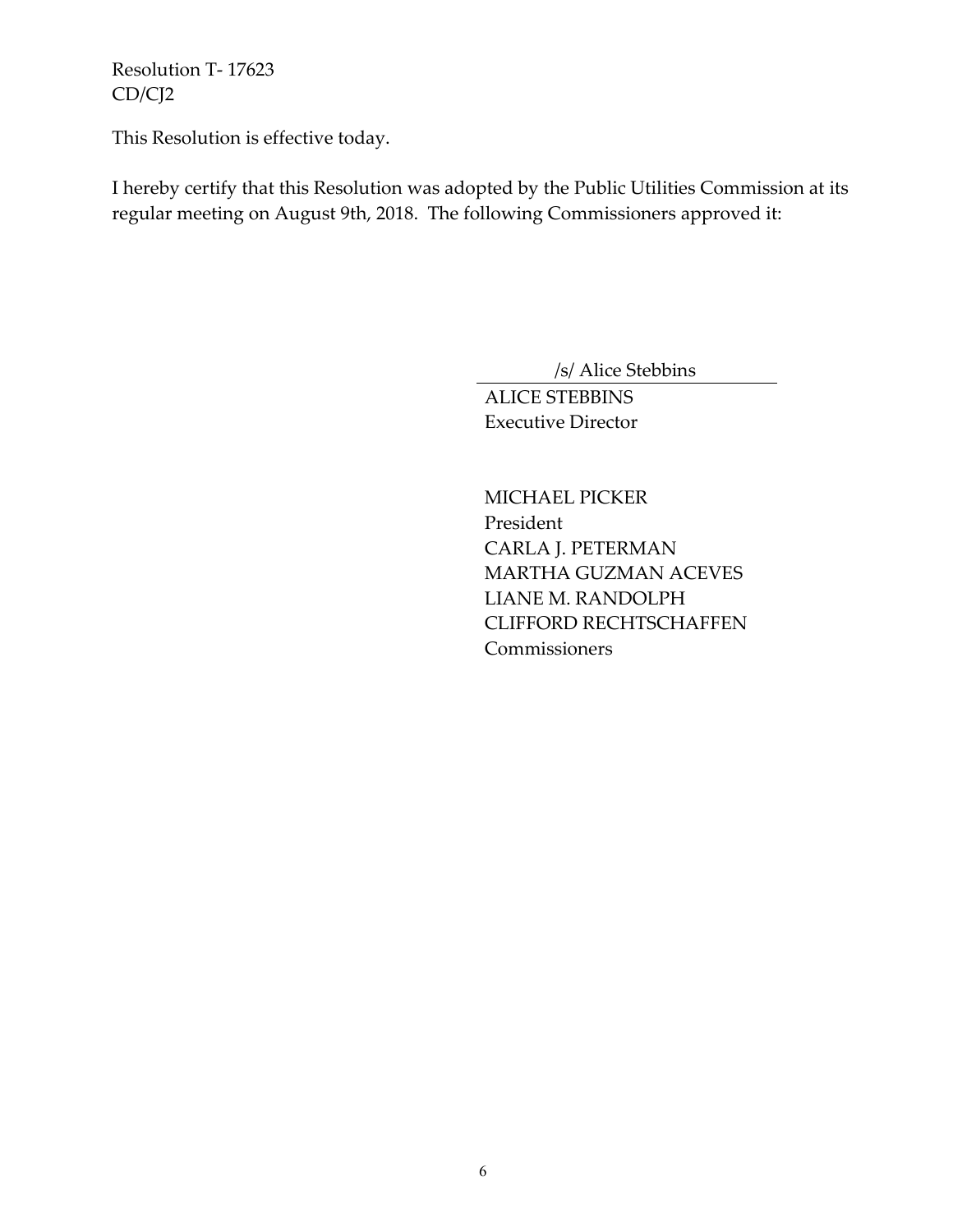Resolution T- 17623
CD/CJ2

This Resolution is effective today.

I hereby certify that this Resolution was adopted by the Public Utilities Commission at its regular meeting on August 9th, 2018. The following Commissioners approved it:

/s/ Alice Stebbins

ALICE STEBBINS
Executive Director

MICHAEL PICKER
President
CARLA J. PETERMAN
MARTHA GUZMAN ACEVES
LIANE M. RANDOLPH
CLIFFORD RECHTSCHAFFEN
Commissioners